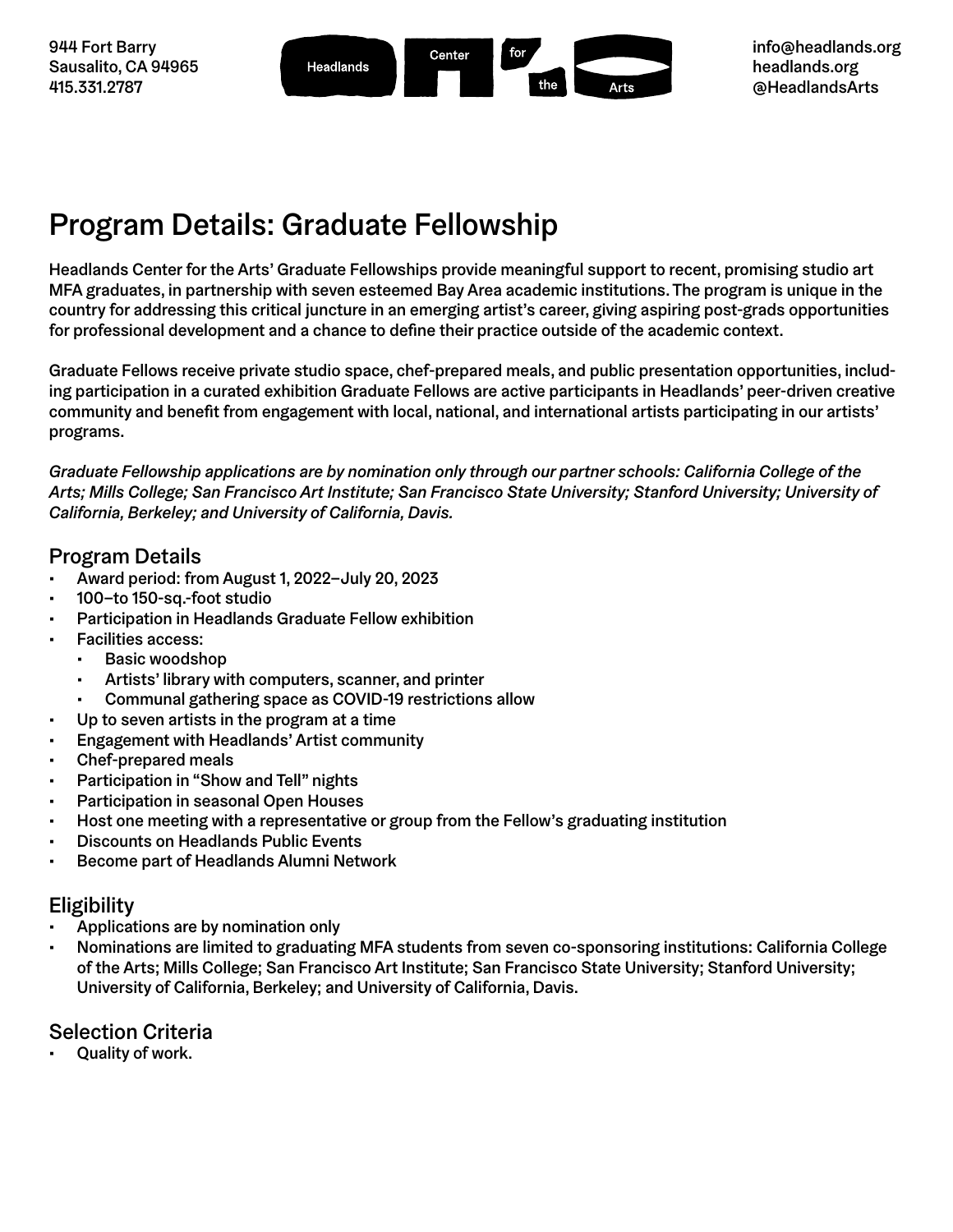944 Fort Barry
Sausalito, CA 94965
415.331.2787

Headlands Center for the Arts

info@headlands.org
headlands.org
@HeadlandsArts

# Program Details: Graduate Fellowship

Headlands Center for the Arts' Graduate Fellowships provide meaningful support to recent, promising studio art MFA graduates, in partnership with seven esteemed Bay Area academic institutions. The program is unique in the country for addressing this critical juncture in an emerging artist's career, giving aspiring post-grads opportunities for professional development and a chance to define their practice outside of the academic context.

Graduate Fellows receive private studio space, chef-prepared meals, and public presentation opportunities, including participation in a curated exhibition Graduate Fellows are active participants in Headlands' peer-driven creative community and benefit from engagement with local, national, and international artists participating in our artists' programs.

*Graduate Fellowship applications are by nomination only through our partner schools: California College of the Arts; Mills College; San Francisco Art Institute; San Francisco State University; Stanford University; University of California, Berkeley; and University of California, Davis.*

## Program Details

- Award period: from August 1, 2022–July 20, 2023
- 100–to 150-sq.-foot studio
- Participation in Headlands Graduate Fellow exhibition
- Facilities access:
  - Basic woodshop
  - Artists' library with computers, scanner, and printer
  - Communal gathering space as COVID-19 restrictions allow
- Up to seven artists in the program at a time
- Engagement with Headlands' Artist community
- Chef-prepared meals
- Participation in "Show and Tell" nights
- Participation in seasonal Open Houses
- Host one meeting with a representative or group from the Fellow's graduating institution
- Discounts on Headlands Public Events
- Become part of Headlands Alumni Network

## Eligibility

- Applications are by nomination only
- Nominations are limited to graduating MFA students from seven co-sponsoring institutions: California College of the Arts; Mills College; San Francisco Art Institute; San Francisco State University; Stanford University; University of California, Berkeley; and University of California, Davis.

## Selection Criteria

- Quality of work.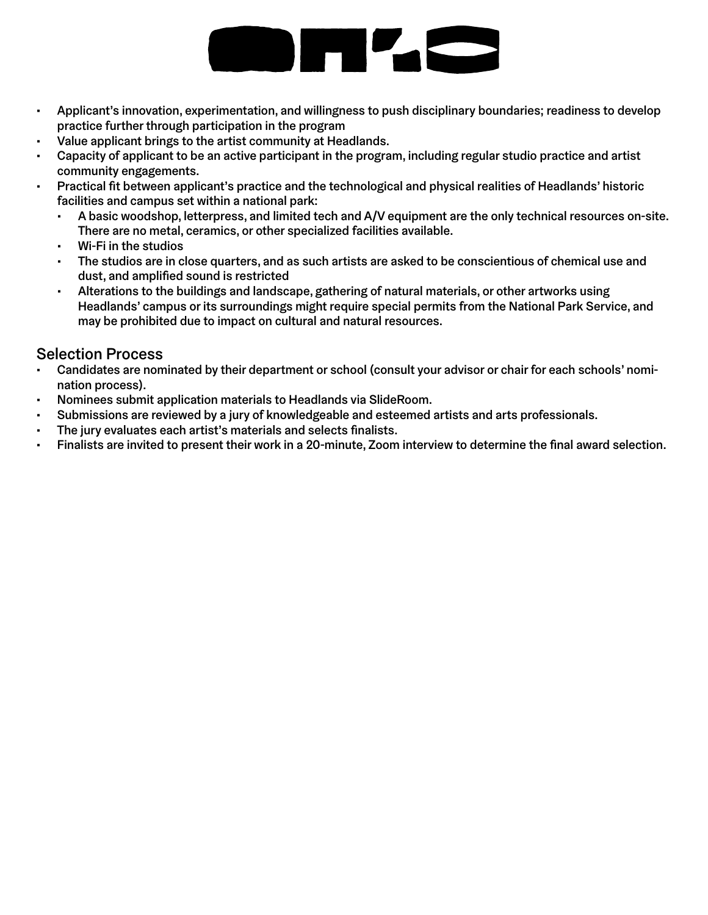- Applicant's innovation, experimentation, and willingness to push disciplinary boundaries; readiness to develop practice further through participation in the program
- Value applicant brings to the artist community at Headlands.
- Capacity of applicant to be an active participant in the program, including regular studio practice and artist community engagements.
- Practical fit between applicant's practice and the technological and physical realities of Headlands' historic facilities and campus set within a national park:
  - A basic woodshop, letterpress, and limited tech and A/V equipment are the only technical resources on-site. There are no metal, ceramics, or other specialized facilities available.
  - Wi-Fi in the studios
  - The studios are in close quarters, and as such artists are asked to be conscientious of chemical use and dust, and amplified sound is restricted
  - Alterations to the buildings and landscape, gathering of natural materials, or other artworks using Headlands' campus or its surroundings might require special permits from the National Park Service, and may be prohibited due to impact on cultural and natural resources.

## Selection Process

- Candidates are nominated by their department or school (consult your advisor or chair for each schools' nomination process).
- Nominees submit application materials to Headlands via SlideRoom.
- Submissions are reviewed by a jury of knowledgeable and esteemed artists and arts professionals.
- The jury evaluates each artist's materials and selects finalists.
- Finalists are invited to present their work in a 20-minute, Zoom interview to determine the final award selection.